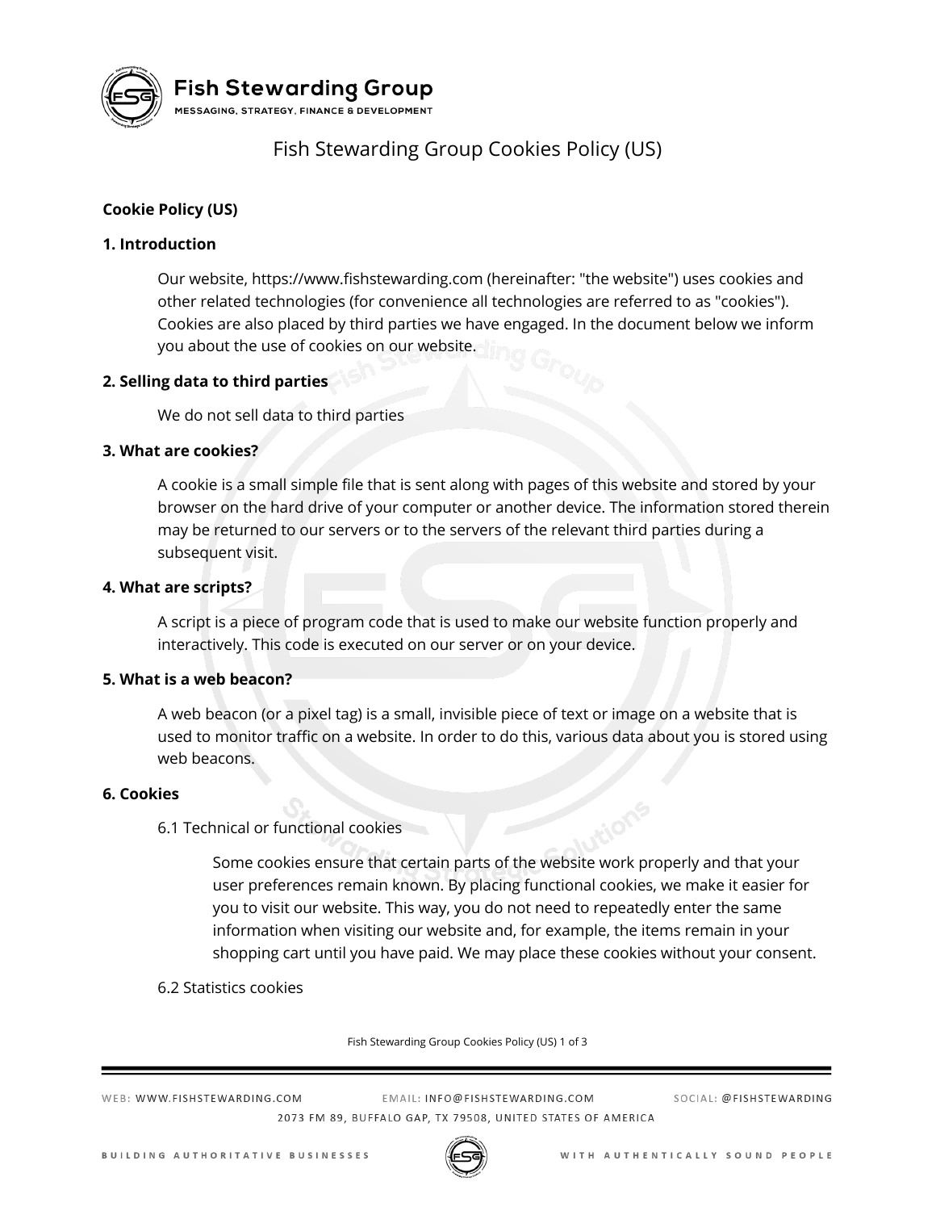# Fish Stewarding Group Cookies Policy (US)

**Cookie Policy (US)**

## 1. Introduction

Our website, https://www.fishstewarding.com (hereinafter: "the website") uses cookies and other related technologies (for convenience all technologies are referred to as "cookies"). Cookies are also placed by third parties we have engaged. In the document below we inform you about the use of cookies on our website.

## 2. Selling data to third parties

We do not sell data to third parties

## 3. What are cookies?

A cookie is a small simple file that is sent along with pages of this website and stored by your browser on the hard drive of your computer or another device. The information stored therein may be returned to our servers or to the servers of the relevant third parties during a subsequent visit.

## 4. What are scripts?

A script is a piece of program code that is used to make our website function properly and interactively. This code is executed on our server or on your device.

## 5. What is a web beacon?

A web beacon (or a pixel tag) is a small, invisible piece of text or image on a website that is used to monitor traffic on a website. In order to do this, various data about you is stored using web beacons.

## 6. Cookies

### 6.1 Technical or functional cookies

Some cookies ensure that certain parts of the website work properly and that your user preferences remain known. By placing functional cookies, we make it easier for you to visit our website. This way, you do not need to repeatedly enter the same information when visiting our website and, for example, the items remain in your shopping cart until you have paid. We may place these cookies without your consent.

### 6.2 Statistics cookies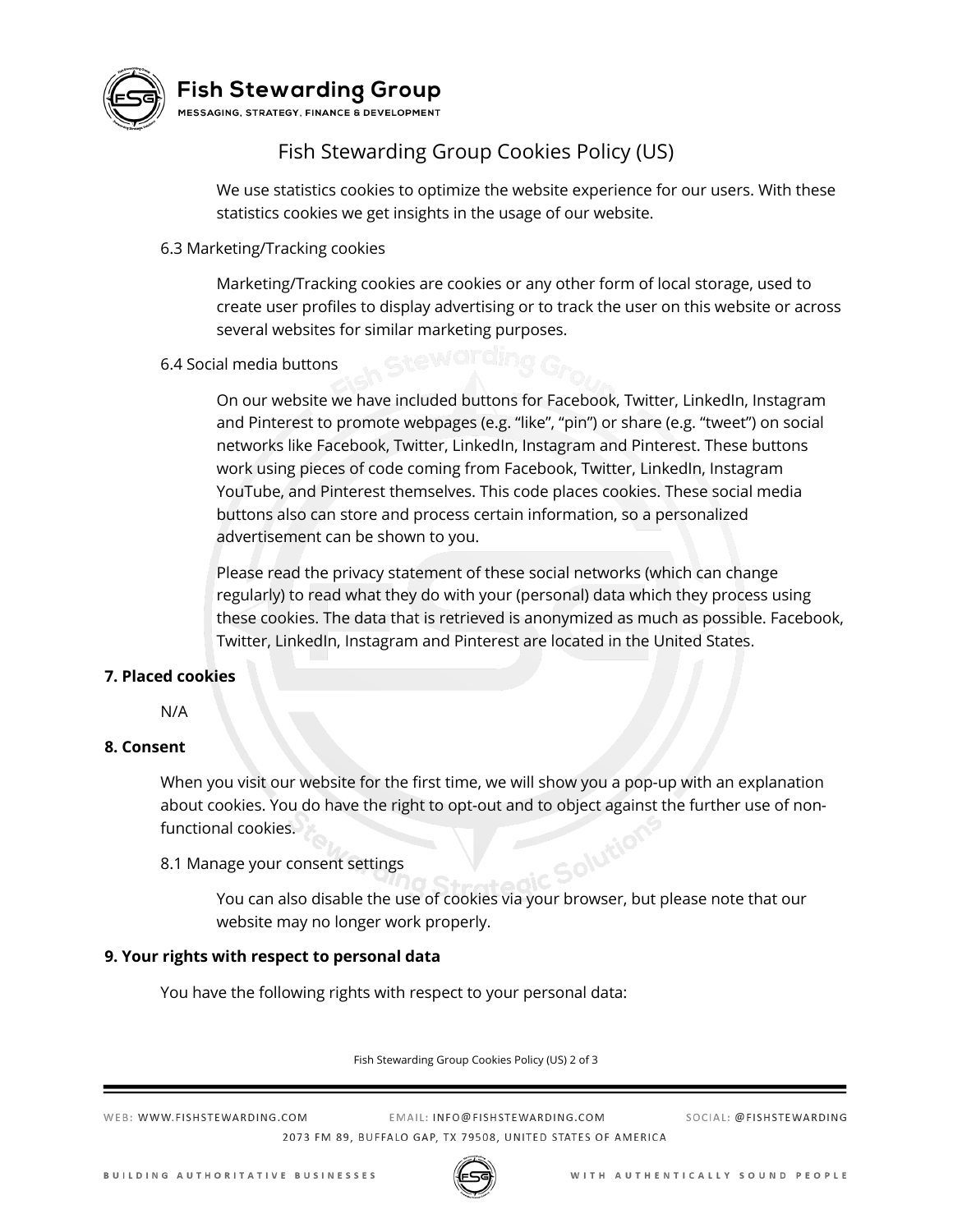We use statistics cookies to optimize the website experience for our users. With these statistics cookies we get insights in the usage of our website.

### 6.3 Marketing/Tracking cookies

Marketing/Tracking cookies are cookies or any other form of local storage, used to create user profiles to display advertising or to track the user on this website or across several websites for similar marketing purposes.

### 6.4 Social media buttons

On our website we have included buttons for Facebook, Twitter, LinkedIn, Instagram and Pinterest to promote webpages (e.g. "like", "pin") or share (e.g. "tweet") on social networks like Facebook, Twitter, LinkedIn, Instagram and Pinterest. These buttons work using pieces of code coming from Facebook, Twitter, LinkedIn, Instagram YouTube, and Pinterest themselves. This code places cookies. These social media buttons also can store and process certain information, so a personalized advertisement can be shown to you.

Please read the privacy statement of these social networks (which can change regularly) to read what they do with your (personal) data which they process using these cookies. The data that is retrieved is anonymized as much as possible. Facebook, Twitter, LinkedIn, Instagram and Pinterest are located in the United States.

## 7. Placed cookies

N/A

## 8. Consent

When you visit our website for the first time, we will show you a pop-up with an explanation about cookies. You do have the right to opt-out and to object against the further use of non-functional cookies.

### 8.1 Manage your consent settings

You can also disable the use of cookies via your browser, but please note that our website may no longer work properly.

## 9. Your rights with respect to personal data

You have the following rights with respect to your personal data: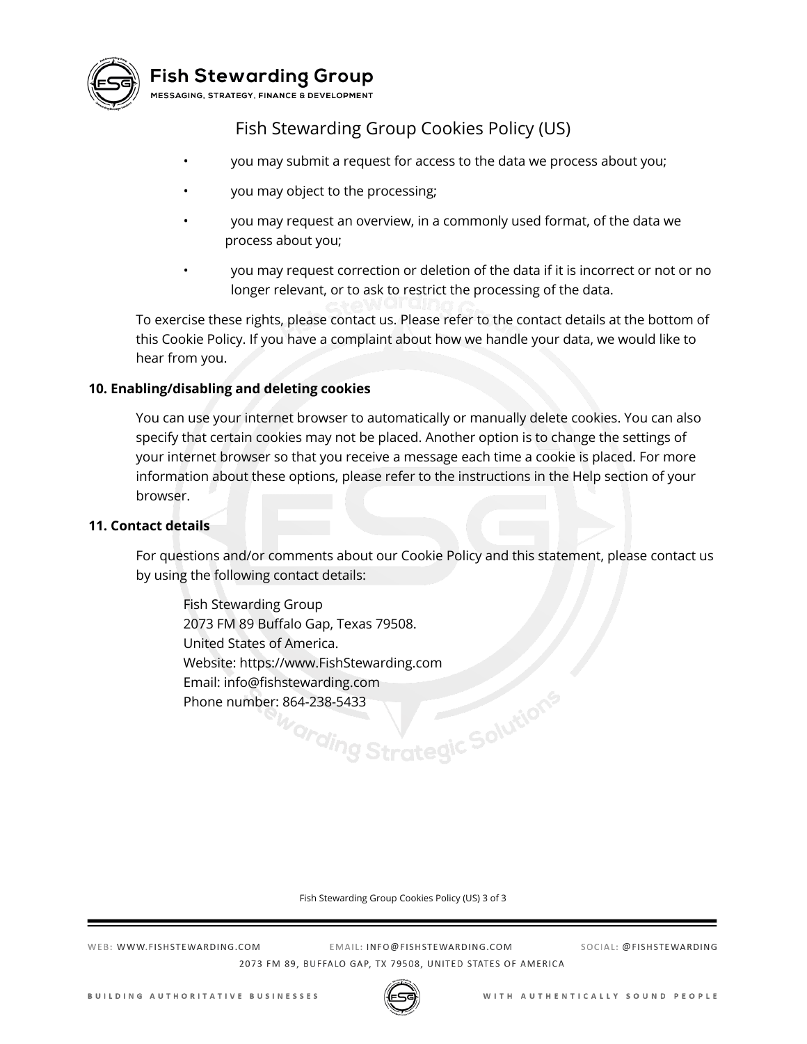- you may submit a request for access to the data we process about you;
- you may object to the processing;
- you may request an overview, in a commonly used format, of the data we process about you;
- you may request correction or deletion of the data if it is incorrect or not or no longer relevant, or to ask to restrict the processing of the data.

To exercise these rights, please contact us. Please refer to the contact details at the bottom of this Cookie Policy. If you have a complaint about how we handle your data, we would like to hear from you.

**10. Enabling/disabling and deleting cookies**

You can use your internet browser to automatically or manually delete cookies. You can also specify that certain cookies may not be placed. Another option is to change the settings of your internet browser so that you receive a message each time a cookie is placed. For more information about these options, please refer to the instructions in the Help section of your browser.

**11. Contact details**

For questions and/or comments about our Cookie Policy and this statement, please contact us by using the following contact details:

Fish Stewarding Group
2073 FM 89 Buffalo Gap, Texas 79508.
United States of America.
Website: https://www.FishStewarding.com
Email: info@fishstewarding.com
Phone number: 864-238-5433